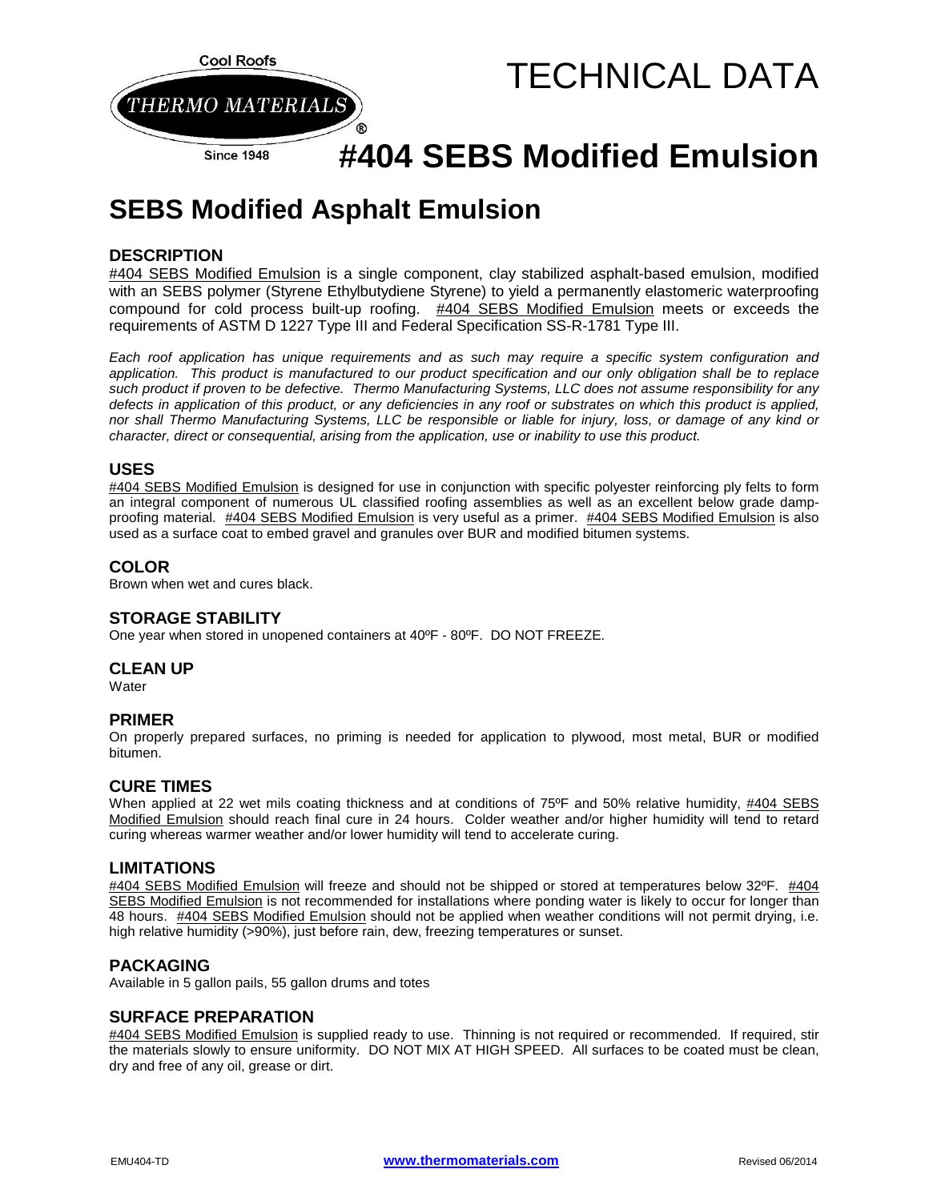Cool Roofs

THERMO MATERIALS®

Since 1948

# TECHNICAL DATA

# #404 SEBS Modified Emulsion

## SEBS Modified Asphalt Emulsion

### DESCRIPTION

#404 SEBS Modified Emulsion is a single component, clay stabilized asphalt-based emulsion, modified with an SEBS polymer (Styrene Ethylbutydiene Styrene) to yield a permanently elastomeric waterproofing compound for cold process built-up roofing. #404 SEBS Modified Emulsion meets or exceeds the requirements of ASTM D 1227 Type III and Federal Specification SS-R-1781 Type III.

*Each roof application has unique requirements and as such may require a specific system configuration and application. This product is manufactured to our product specification and our only obligation shall be to replace such product if proven to be defective. Thermo Manufacturing Systems, LLC does not assume responsibility for any defects in application of this product, or any deficiencies in any roof or substrates on which this product is applied, nor shall Thermo Manufacturing Systems, LLC be responsible or liable for injury, loss, or damage of any kind or character, direct or consequential, arising from the application, use or inability to use this product.*

### USES

#404 SEBS Modified Emulsion is designed for use in conjunction with specific polyester reinforcing ply felts to form an integral component of numerous UL classified roofing assemblies as well as an excellent below grade damp-proofing material. #404 SEBS Modified Emulsion is very useful as a primer. #404 SEBS Modified Emulsion is also used as a surface coat to embed gravel and granules over BUR and modified bitumen systems.

### COLOR

Brown when wet and cures black.

### STORAGE STABILITY

One year when stored in unopened containers at 40ºF - 80ºF. DO NOT FREEZE.

### CLEAN UP

Water

### PRIMER

On properly prepared surfaces, no priming is needed for application to plywood, most metal, BUR or modified bitumen.

### CURE TIMES

When applied at 22 wet mils coating thickness and at conditions of 75ºF and 50% relative humidity, #404 SEBS Modified Emulsion should reach final cure in 24 hours. Colder weather and/or higher humidity will tend to retard curing whereas warmer weather and/or lower humidity will tend to accelerate curing.

### LIMITATIONS

#404 SEBS Modified Emulsion will freeze and should not be shipped or stored at temperatures below 32ºF. #404 SEBS Modified Emulsion is not recommended for installations where ponding water is likely to occur for longer than 48 hours. #404 SEBS Modified Emulsion should not be applied when weather conditions will not permit drying, i.e. high relative humidity (>90%), just before rain, dew, freezing temperatures or sunset.

### PACKAGING

Available in 5 gallon pails, 55 gallon drums and totes

### SURFACE PREPARATION

#404 SEBS Modified Emulsion is supplied ready to use. Thinning is not required or recommended. If required, stir the materials slowly to ensure uniformity. DO NOT MIX AT HIGH SPEED. All surfaces to be coated must be clean, dry and free of any oil, grease or dirt.

EMU404-TD www.thermomaterials.com Revised 06/2014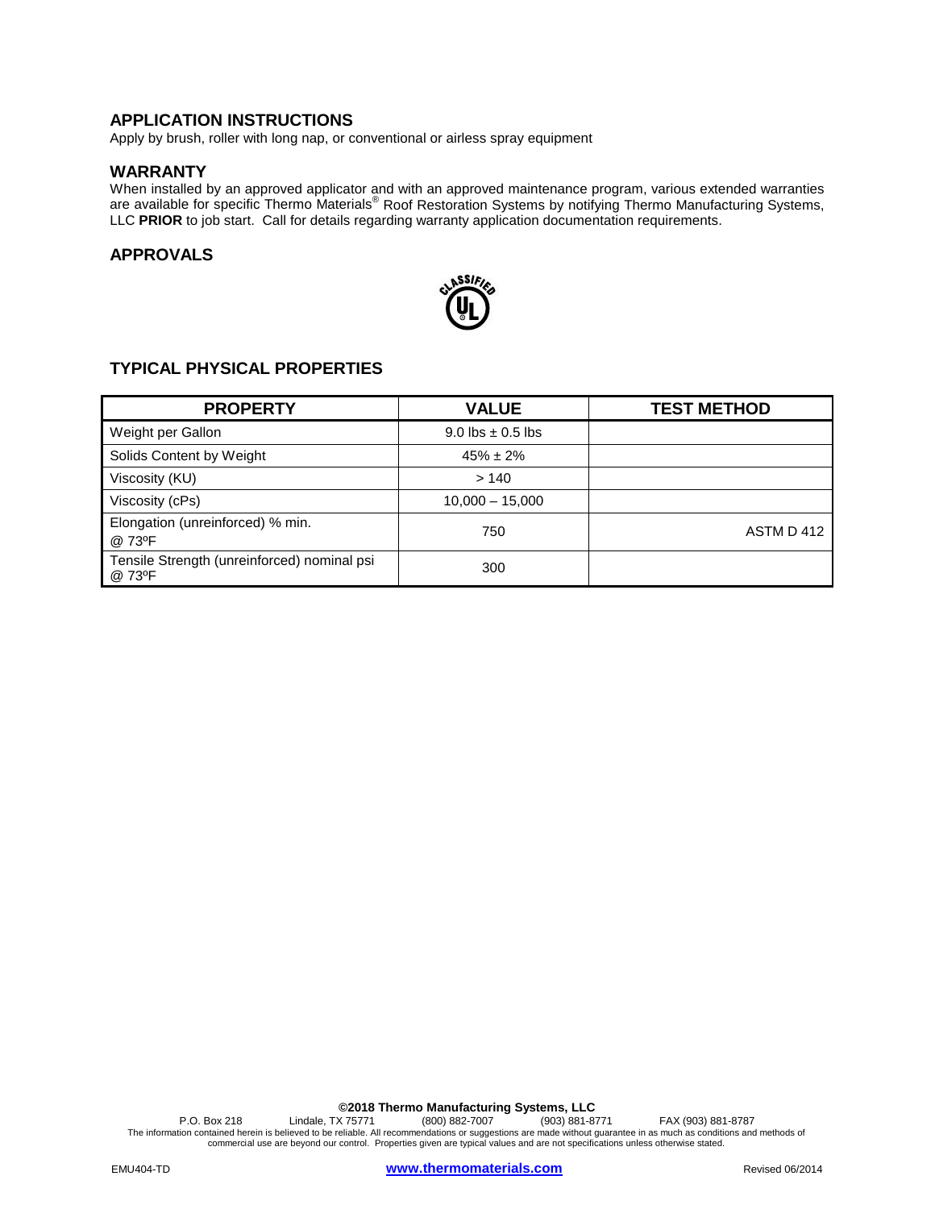## APPLICATION INSTRUCTIONS

Apply by brush, roller with long nap, or conventional or airless spray equipment

## WARRANTY

When installed by an approved applicator and with an approved maintenance program, various extended warranties are available for specific Thermo Materials® Roof Restoration Systems by notifying Thermo Manufacturing Systems, LLC **PRIOR** to job start. Call for details regarding warranty application documentation requirements.

## APPROVALS

CLASSIFIED UL

## TYPICAL PHYSICAL PROPERTIES

| PROPERTY | VALUE | TEST METHOD |
|---|---|---|
| Weight per Gallon | 9.0 lbs ± 0.5 lbs | |
| Solids Content by Weight | 45% ± 2% | |
| Viscosity (KU) | > 140 | |
| Viscosity (cPs) | 10,000 – 15,000 | |
| Elongation (unreinforced) % min. @ 73ºF | 750 | ASTM D 412 |
| Tensile Strength (unreinforced) nominal psi @ 73ºF | 300 | |

**©2018 Thermo Manufacturing Systems, LLC**

P.O. Box 218 Lindale, TX 75771 (800) 882-7007 (903) 881-8771 FAX (903) 881-8787

The information contained herein is believed to be reliable. All recommendations or suggestions are made without guarantee in as much as conditions and methods of commercial use are beyond our control. Properties given are typical values and are not specifications unless otherwise stated.

EMU404-TD **www.thermomaterials.com** Revised 06/2014